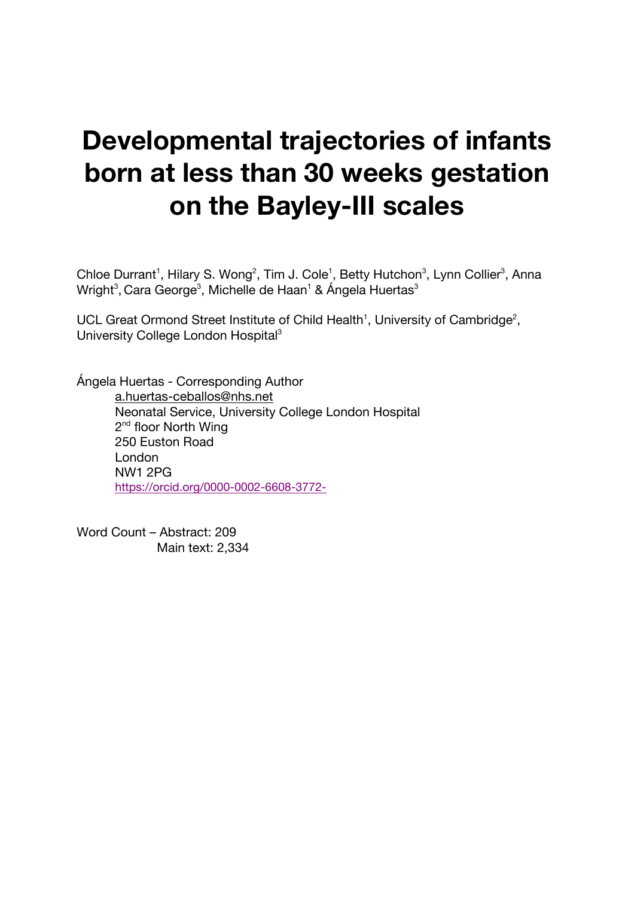# Developmental trajectories of infants born at less than 30 weeks gestation on the Bayley-III scales

Chloe Durrant[1], Hilary S. Wong[2], Tim J. Cole[1], Betty Hutchon[3], Lynn Collier[3], Anna Wright[3], Cara George[3], Michelle de Haan[1] & Ángela Huertas[3]

UCL Great Ormond Street Institute of Child Health[1], University of Cambridge[2], University College London Hospital[3]

Ángela Huertas - Corresponding Author

a.huertas-ceballos@nhs.net
Neonatal Service, University College London Hospital
2nd floor North Wing
250 Euston Road
London
NW1 2PG
https://orcid.org/0000-0002-6608-3772-

Word Count – Abstract: 209
Main text: 2,334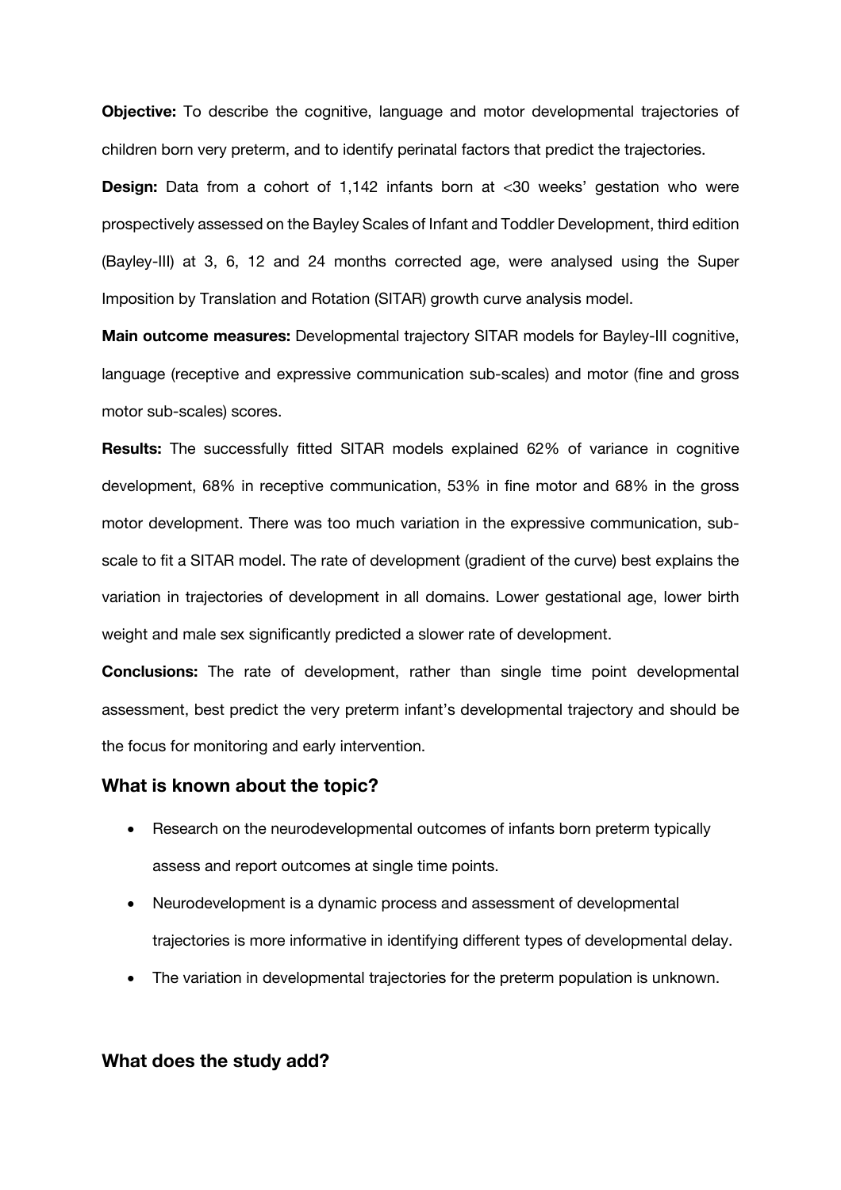**Objective:** To describe the cognitive, language and motor developmental trajectories of children born very preterm, and to identify perinatal factors that predict the trajectories.

**Design:** Data from a cohort of 1,142 infants born at <30 weeks' gestation who were prospectively assessed on the Bayley Scales of Infant and Toddler Development, third edition (Bayley-III) at 3, 6, 12 and 24 months corrected age, were analysed using the Super Imposition by Translation and Rotation (SITAR) growth curve analysis model.

**Main outcome measures:** Developmental trajectory SITAR models for Bayley-III cognitive, language (receptive and expressive communication sub-scales) and motor (fine and gross motor sub-scales) scores.

**Results:** The successfully fitted SITAR models explained 62% of variance in cognitive development, 68% in receptive communication, 53% in fine motor and 68% in the gross motor development. There was too much variation in the expressive communication, sub-scale to fit a SITAR model. The rate of development (gradient of the curve) best explains the variation in trajectories of development in all domains. Lower gestational age, lower birth weight and male sex significantly predicted a slower rate of development.

**Conclusions:** The rate of development, rather than single time point developmental assessment, best predict the very preterm infant's developmental trajectory and should be the focus for monitoring and early intervention.

## What is known about the topic?

- Research on the neurodevelopmental outcomes of infants born preterm typically assess and report outcomes at single time points.
- Neurodevelopment is a dynamic process and assessment of developmental trajectories is more informative in identifying different types of developmental delay.
- The variation in developmental trajectories for the preterm population is unknown.

## What does the study add?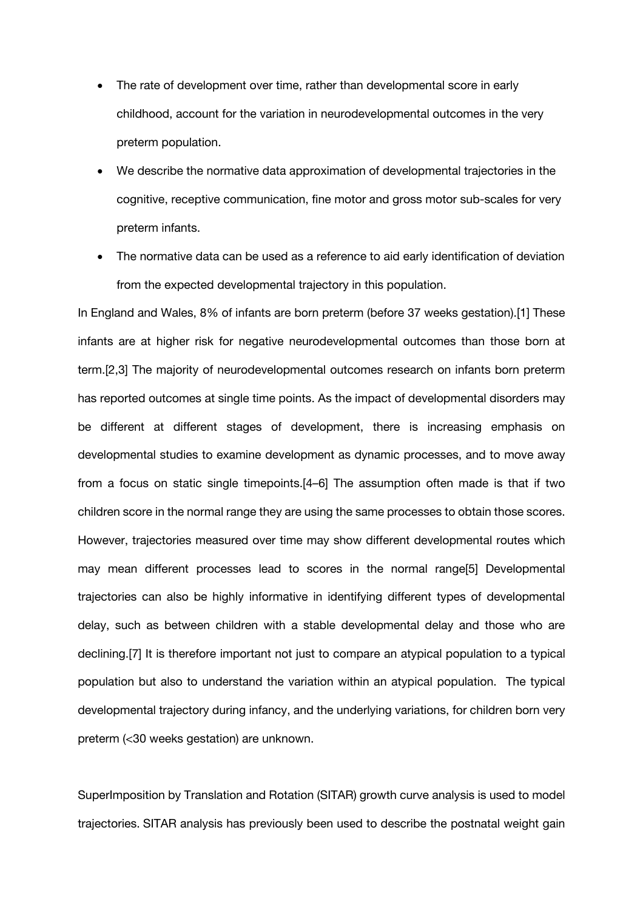- The rate of development over time, rather than developmental score in early childhood, account for the variation in neurodevelopmental outcomes in the very preterm population.
- We describe the normative data approximation of developmental trajectories in the cognitive, receptive communication, fine motor and gross motor sub-scales for very preterm infants.
- The normative data can be used as a reference to aid early identification of deviation from the expected developmental trajectory in this population.

In England and Wales, 8% of infants are born preterm (before 37 weeks gestation).[1] These infants are at higher risk for negative neurodevelopmental outcomes than those born at term.[2,3] The majority of neurodevelopmental outcomes research on infants born preterm has reported outcomes at single time points. As the impact of developmental disorders may be different at different stages of development, there is increasing emphasis on developmental studies to examine development as dynamic processes, and to move away from a focus on static single timepoints.[4–6] The assumption often made is that if two children score in the normal range they are using the same processes to obtain those scores. However, trajectories measured over time may show different developmental routes which may mean different processes lead to scores in the normal range[5] Developmental trajectories can also be highly informative in identifying different types of developmental delay, such as between children with a stable developmental delay and those who are declining.[7] It is therefore important not just to compare an atypical population to a typical population but also to understand the variation within an atypical population. The typical developmental trajectory during infancy, and the underlying variations, for children born very preterm (<30 weeks gestation) are unknown.

SuperImposition by Translation and Rotation (SITAR) growth curve analysis is used to model trajectories. SITAR analysis has previously been used to describe the postnatal weight gain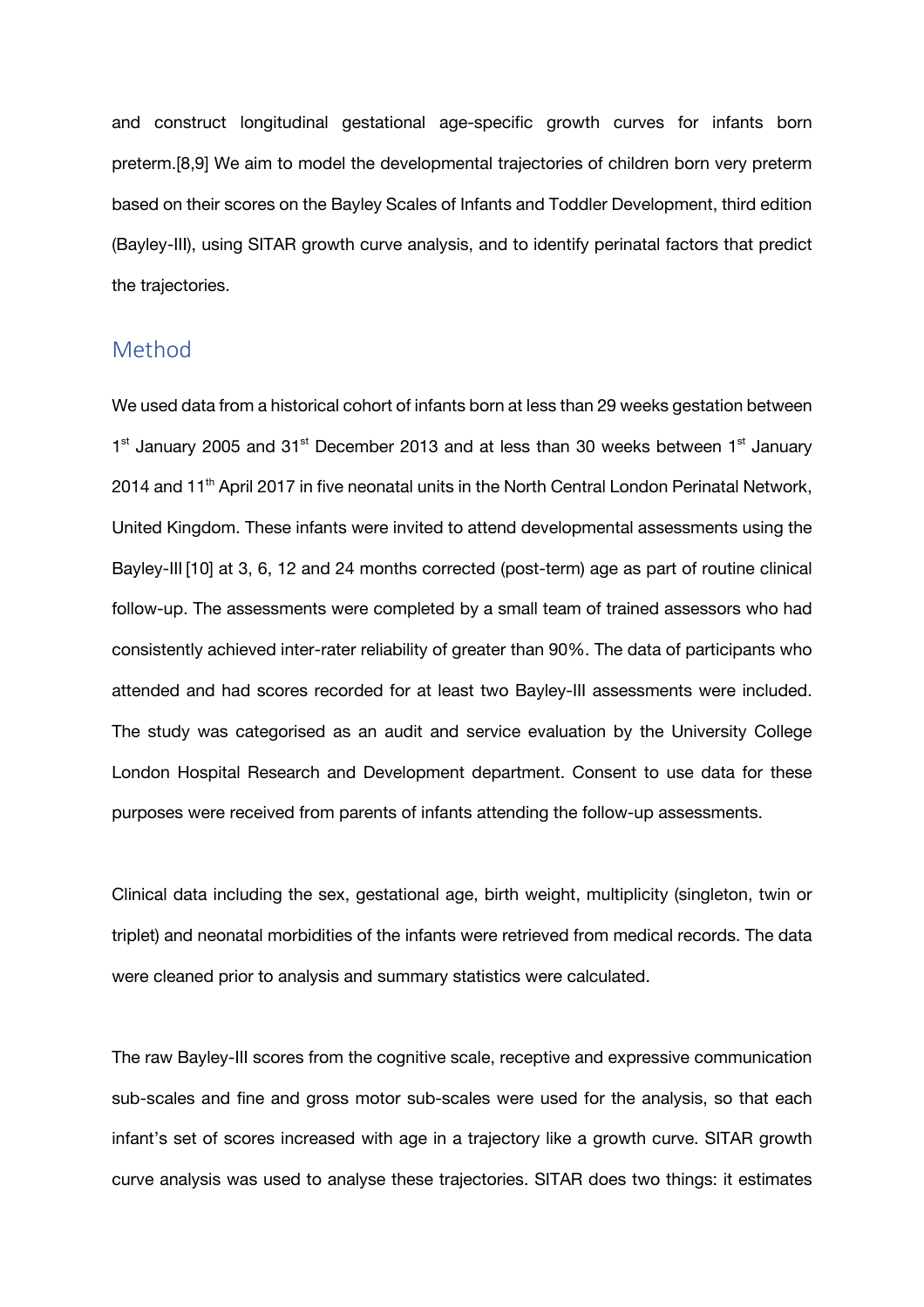and construct longitudinal gestational age-specific growth curves for infants born preterm.[8,9] We aim to model the developmental trajectories of children born very preterm based on their scores on the Bayley Scales of Infants and Toddler Development, third edition (Bayley-III), using SITAR growth curve analysis, and to identify perinatal factors that predict the trajectories.

## Method

We used data from a historical cohort of infants born at less than 29 weeks gestation between 1st January 2005 and 31st December 2013 and at less than 30 weeks between 1st January 2014 and 11th April 2017 in five neonatal units in the North Central London Perinatal Network, United Kingdom. These infants were invited to attend developmental assessments using the Bayley-III [10] at 3, 6, 12 and 24 months corrected (post-term) age as part of routine clinical follow-up. The assessments were completed by a small team of trained assessors who had consistently achieved inter-rater reliability of greater than 90%. The data of participants who attended and had scores recorded for at least two Bayley-III assessments were included. The study was categorised as an audit and service evaluation by the University College London Hospital Research and Development department. Consent to use data for these purposes were received from parents of infants attending the follow-up assessments.

Clinical data including the sex, gestational age, birth weight, multiplicity (singleton, twin or triplet) and neonatal morbidities of the infants were retrieved from medical records. The data were cleaned prior to analysis and summary statistics were calculated.

The raw Bayley-III scores from the cognitive scale, receptive and expressive communication sub-scales and fine and gross motor sub-scales were used for the analysis, so that each infant's set of scores increased with age in a trajectory like a growth curve. SITAR growth curve analysis was used to analyse these trajectories. SITAR does two things: it estimates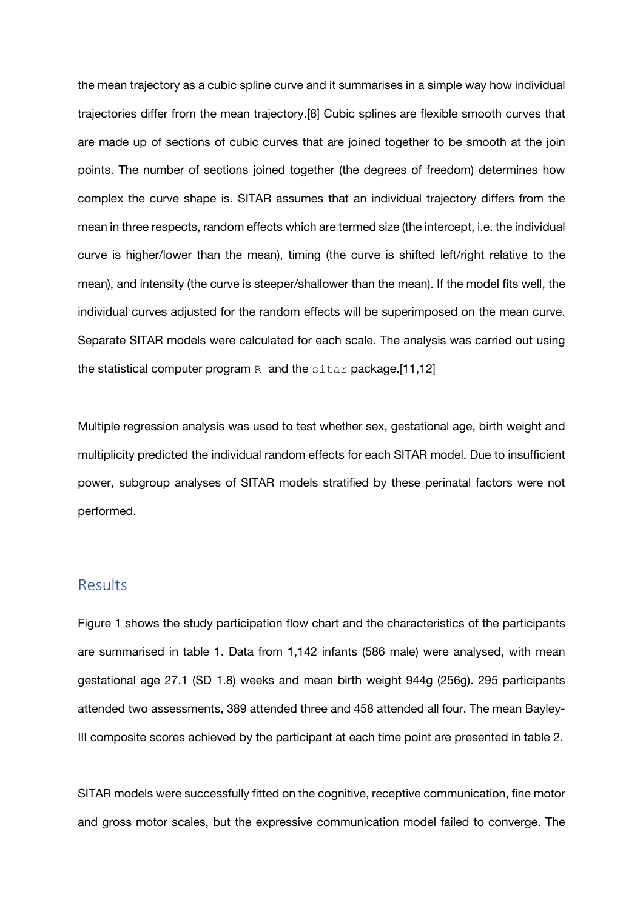the mean trajectory as a cubic spline curve and it summarises in a simple way how individual trajectories differ from the mean trajectory.[8] Cubic splines are flexible smooth curves that are made up of sections of cubic curves that are joined together to be smooth at the join points. The number of sections joined together (the degrees of freedom) determines how complex the curve shape is. SITAR assumes that an individual trajectory differs from the mean in three respects, random effects which are termed size (the intercept, i.e. the individual curve is higher/lower than the mean), timing (the curve is shifted left/right relative to the mean), and intensity (the curve is steeper/shallower than the mean). If the model fits well, the individual curves adjusted for the random effects will be superimposed on the mean curve. Separate SITAR models were calculated for each scale. The analysis was carried out using the statistical computer program `R` and the `sitar` package.[11,12]

Multiple regression analysis was used to test whether sex, gestational age, birth weight and multiplicity predicted the individual random effects for each SITAR model. Due to insufficient power, subgroup analyses of SITAR models stratified by these perinatal factors were not performed.

## Results

Figure 1 shows the study participation flow chart and the characteristics of the participants are summarised in table 1. Data from 1,142 infants (586 male) were analysed, with mean gestational age 27.1 (SD 1.8) weeks and mean birth weight 944g (256g). 295 participants attended two assessments, 389 attended three and 458 attended all four. The mean Bayley-III composite scores achieved by the participant at each time point are presented in table 2.

SITAR models were successfully fitted on the cognitive, receptive communication, fine motor and gross motor scales, but the expressive communication model failed to converge. The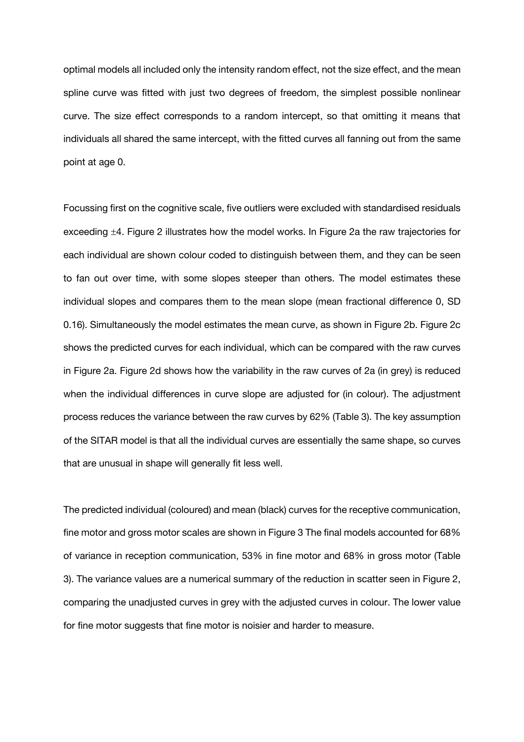optimal models all included only the intensity random effect, not the size effect, and the mean spline curve was fitted with just two degrees of freedom, the simplest possible nonlinear curve. The size effect corresponds to a random intercept, so that omitting it means that individuals all shared the same intercept, with the fitted curves all fanning out from the same point at age 0.

Focussing first on the cognitive scale, five outliers were excluded with standardised residuals exceeding $\pm 4$. Figure 2 illustrates how the model works. In Figure 2a the raw trajectories for each individual are shown colour coded to distinguish between them, and they can be seen to fan out over time, with some slopes steeper than others. The model estimates these individual slopes and compares them to the mean slope (mean fractional difference 0, SD 0.16). Simultaneously the model estimates the mean curve, as shown in Figure 2b. Figure 2c shows the predicted curves for each individual, which can be compared with the raw curves in Figure 2a. Figure 2d shows how the variability in the raw curves of 2a (in grey) is reduced when the individual differences in curve slope are adjusted for (in colour). The adjustment process reduces the variance between the raw curves by 62% (Table 3). The key assumption of the SITAR model is that all the individual curves are essentially the same shape, so curves that are unusual in shape will generally fit less well.

The predicted individual (coloured) and mean (black) curves for the receptive communication, fine motor and gross motor scales are shown in Figure 3 The final models accounted for 68% of variance in reception communication, 53% in fine motor and 68% in gross motor (Table 3). The variance values are a numerical summary of the reduction in scatter seen in Figure 2, comparing the unadjusted curves in grey with the adjusted curves in colour. The lower value for fine motor suggests that fine motor is noisier and harder to measure.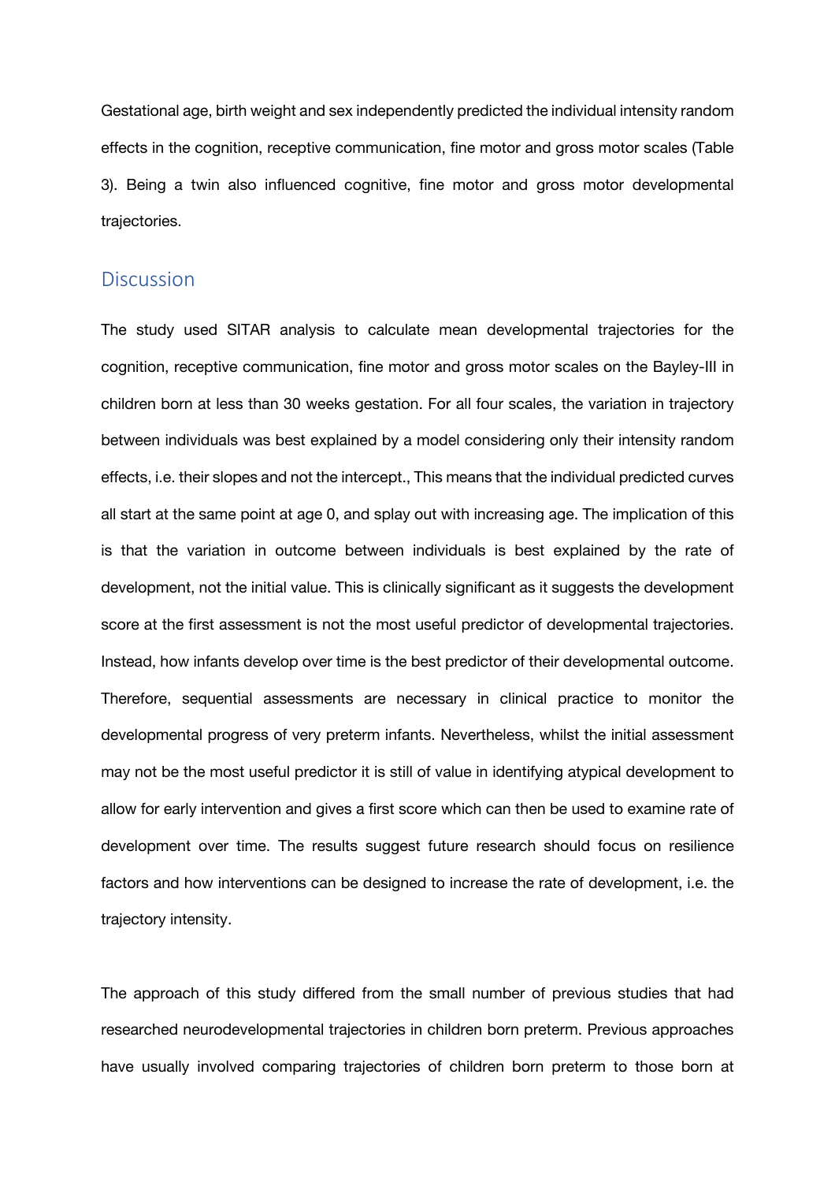Gestational age, birth weight and sex independently predicted the individual intensity random effects in the cognition, receptive communication, fine motor and gross motor scales (Table 3). Being a twin also influenced cognitive, fine motor and gross motor developmental trajectories.

## Discussion

The study used SITAR analysis to calculate mean developmental trajectories for the cognition, receptive communication, fine motor and gross motor scales on the Bayley-III in children born at less than 30 weeks gestation. For all four scales, the variation in trajectory between individuals was best explained by a model considering only their intensity random effects, i.e. their slopes and not the intercept., This means that the individual predicted curves all start at the same point at age 0, and splay out with increasing age. The implication of this is that the variation in outcome between individuals is best explained by the rate of development, not the initial value. This is clinically significant as it suggests the development score at the first assessment is not the most useful predictor of developmental trajectories. Instead, how infants develop over time is the best predictor of their developmental outcome. Therefore, sequential assessments are necessary in clinical practice to monitor the developmental progress of very preterm infants. Nevertheless, whilst the initial assessment may not be the most useful predictor it is still of value in identifying atypical development to allow for early intervention and gives a first score which can then be used to examine rate of development over time. The results suggest future research should focus on resilience factors and how interventions can be designed to increase the rate of development, i.e. the trajectory intensity.

The approach of this study differed from the small number of previous studies that had researched neurodevelopmental trajectories in children born preterm. Previous approaches have usually involved comparing trajectories of children born preterm to those born at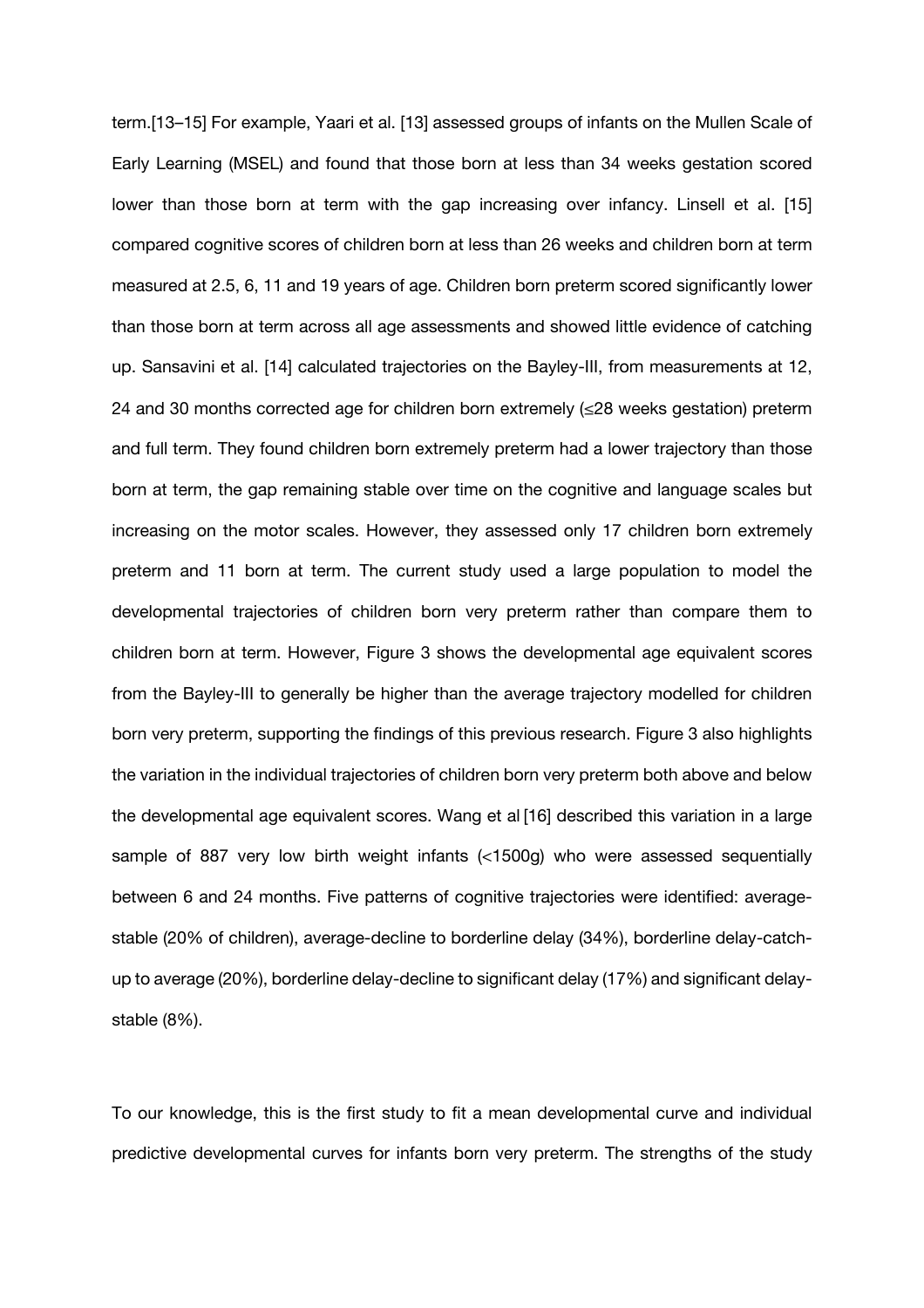term.[13–15] For example, Yaari et al. [13] assessed groups of infants on the Mullen Scale of Early Learning (MSEL) and found that those born at less than 34 weeks gestation scored lower than those born at term with the gap increasing over infancy. Linsell et al. [15] compared cognitive scores of children born at less than 26 weeks and children born at term measured at 2.5, 6, 11 and 19 years of age. Children born preterm scored significantly lower than those born at term across all age assessments and showed little evidence of catching up. Sansavini et al. [14] calculated trajectories on the Bayley-III, from measurements at 12, 24 and 30 months corrected age for children born extremely (≤28 weeks gestation) preterm and full term. They found children born extremely preterm had a lower trajectory than those born at term, the gap remaining stable over time on the cognitive and language scales but increasing on the motor scales. However, they assessed only 17 children born extremely preterm and 11 born at term. The current study used a large population to model the developmental trajectories of children born very preterm rather than compare them to children born at term. However, Figure 3 shows the developmental age equivalent scores from the Bayley-III to generally be higher than the average trajectory modelled for children born very preterm, supporting the findings of this previous research. Figure 3 also highlights the variation in the individual trajectories of children born very preterm both above and below the developmental age equivalent scores. Wang et al [16] described this variation in a large sample of 887 very low birth weight infants (<1500g) who were assessed sequentially between 6 and 24 months. Five patterns of cognitive trajectories were identified: average-stable (20% of children), average-decline to borderline delay (34%), borderline delay-catch-up to average (20%), borderline delay-decline to significant delay (17%) and significant delay-stable (8%).

To our knowledge, this is the first study to fit a mean developmental curve and individual predictive developmental curves for infants born very preterm. The strengths of the study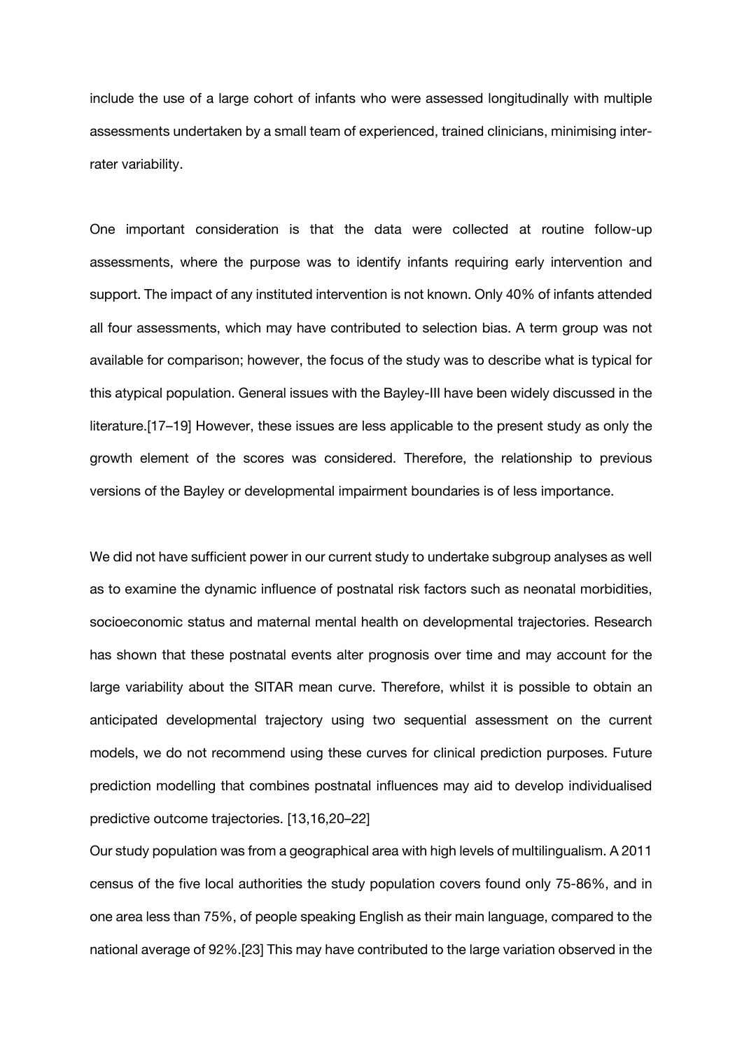include the use of a large cohort of infants who were assessed longitudinally with multiple assessments undertaken by a small team of experienced, trained clinicians, minimising inter-rater variability.

One important consideration is that the data were collected at routine follow-up assessments, where the purpose was to identify infants requiring early intervention and support. The impact of any instituted intervention is not known. Only 40% of infants attended all four assessments, which may have contributed to selection bias. A term group was not available for comparison; however, the focus of the study was to describe what is typical for this atypical population. General issues with the Bayley-III have been widely discussed in the literature.[17–19] However, these issues are less applicable to the present study as only the growth element of the scores was considered. Therefore, the relationship to previous versions of the Bayley or developmental impairment boundaries is of less importance.

We did not have sufficient power in our current study to undertake subgroup analyses as well as to examine the dynamic influence of postnatal risk factors such as neonatal morbidities, socioeconomic status and maternal mental health on developmental trajectories. Research has shown that these postnatal events alter prognosis over time and may account for the large variability about the SITAR mean curve. Therefore, whilst it is possible to obtain an anticipated developmental trajectory using two sequential assessment on the current models, we do not recommend using these curves for clinical prediction purposes. Future prediction modelling that combines postnatal influences may aid to develop individualised predictive outcome trajectories. [13,16,20–22]

Our study population was from a geographical area with high levels of multilingualism. A 2011 census of the five local authorities the study population covers found only 75-86%, and in one area less than 75%, of people speaking English as their main language, compared to the national average of 92%.[23] This may have contributed to the large variation observed in the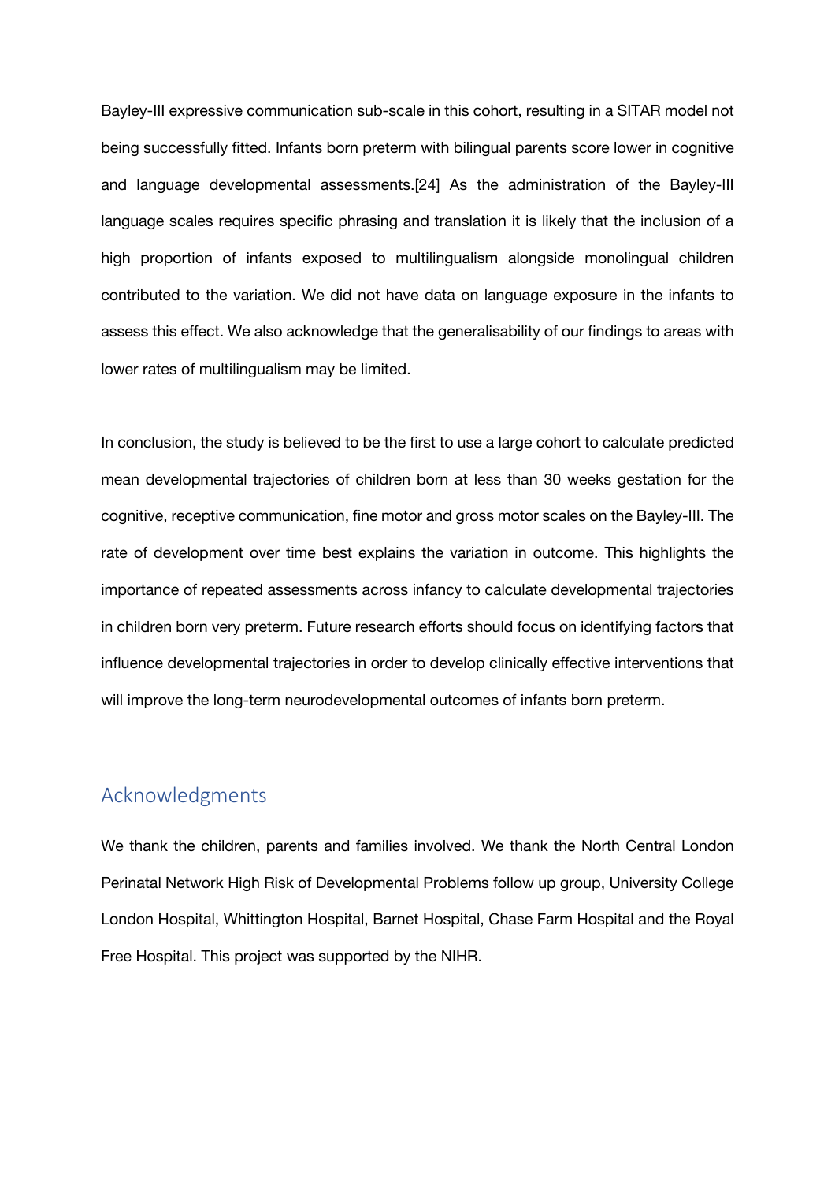Bayley-III expressive communication sub-scale in this cohort, resulting in a SITAR model not being successfully fitted. Infants born preterm with bilingual parents score lower in cognitive and language developmental assessments.[24] As the administration of the Bayley-III language scales requires specific phrasing and translation it is likely that the inclusion of a high proportion of infants exposed to multilingualism alongside monolingual children contributed to the variation. We did not have data on language exposure in the infants to assess this effect. We also acknowledge that the generalisability of our findings to areas with lower rates of multilingualism may be limited.

In conclusion, the study is believed to be the first to use a large cohort to calculate predicted mean developmental trajectories of children born at less than 30 weeks gestation for the cognitive, receptive communication, fine motor and gross motor scales on the Bayley-III. The rate of development over time best explains the variation in outcome. This highlights the importance of repeated assessments across infancy to calculate developmental trajectories in children born very preterm. Future research efforts should focus on identifying factors that influence developmental trajectories in order to develop clinically effective interventions that will improve the long-term neurodevelopmental outcomes of infants born preterm.

## Acknowledgments

We thank the children, parents and families involved. We thank the North Central London Perinatal Network High Risk of Developmental Problems follow up group, University College London Hospital, Whittington Hospital, Barnet Hospital, Chase Farm Hospital and the Royal Free Hospital. This project was supported by the NIHR.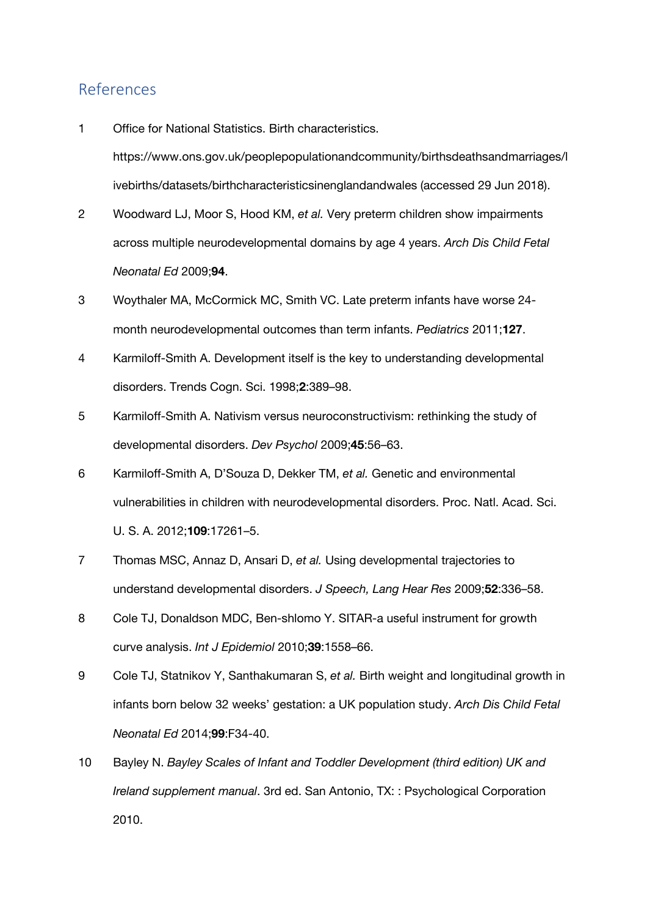## References

1. Office for National Statistics. Birth characteristics. https://www.ons.gov.uk/peoplepopulationandcommunity/birthsdeathsandmarriages/livebirths/datasets/birthcharacteristicsinenglandandwales (accessed 29 Jun 2018).
2. Woodward LJ, Moor S, Hood KM, *et al.* Very preterm children show impairments across multiple neurodevelopmental domains by age 4 years. *Arch Dis Child Fetal Neonatal Ed* 2009;**94**.
3. Woythaler MA, McCormick MC, Smith VC. Late preterm infants have worse 24-month neurodevelopmental outcomes than term infants. *Pediatrics* 2011;**127**.
4. Karmiloff-Smith A. Development itself is the key to understanding developmental disorders. Trends Cogn. Sci. 1998;**2**:389–98.
5. Karmiloff-Smith A. Nativism versus neuroconstructivism: rethinking the study of developmental disorders. *Dev Psychol* 2009;**45**:56–63.
6. Karmiloff-Smith A, D'Souza D, Dekker TM, *et al.* Genetic and environmental vulnerabilities in children with neurodevelopmental disorders. Proc. Natl. Acad. Sci. U. S. A. 2012;**109**:17261–5.
7. Thomas MSC, Annaz D, Ansari D, *et al.* Using developmental trajectories to understand developmental disorders. *J Speech, Lang Hear Res* 2009;**52**:336–58.
8. Cole TJ, Donaldson MDC, Ben-shlomo Y. SITAR-a useful instrument for growth curve analysis. *Int J Epidemiol* 2010;**39**:1558–66.
9. Cole TJ, Statnikov Y, Santhakumaran S, *et al.* Birth weight and longitudinal growth in infants born below 32 weeks' gestation: a UK population study. *Arch Dis Child Fetal Neonatal Ed* 2014;**99**:F34-40.
10. Bayley N. *Bayley Scales of Infant and Toddler Development (third edition) UK and Ireland supplement manual*. 3rd ed. San Antonio, TX: : Psychological Corporation 2010.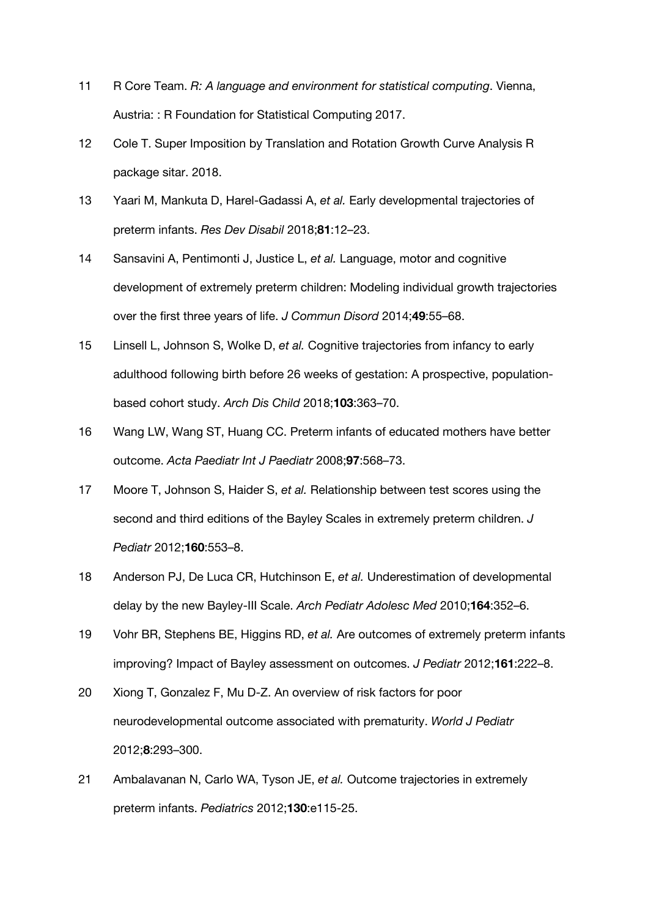11 R Core Team. *R: A language and environment for statistical computing*. Vienna, Austria: : R Foundation for Statistical Computing 2017.

12 Cole T. Super Imposition by Translation and Rotation Growth Curve Analysis R package sitar. 2018.

13 Yaari M, Mankuta D, Harel-Gadassi A, *et al.* Early developmental trajectories of preterm infants. *Res Dev Disabil* 2018;**81**:12–23.

14 Sansavini A, Pentimonti J, Justice L, *et al.* Language, motor and cognitive development of extremely preterm children: Modeling individual growth trajectories over the first three years of life. *J Commun Disord* 2014;**49**:55–68.

15 Linsell L, Johnson S, Wolke D, *et al.* Cognitive trajectories from infancy to early adulthood following birth before 26 weeks of gestation: A prospective, population-based cohort study. *Arch Dis Child* 2018;**103**:363–70.

16 Wang LW, Wang ST, Huang CC. Preterm infants of educated mothers have better outcome. *Acta Paediatr Int J Paediatr* 2008;**97**:568–73.

17 Moore T, Johnson S, Haider S, *et al.* Relationship between test scores using the second and third editions of the Bayley Scales in extremely preterm children. *J Pediatr* 2012;**160**:553–8.

18 Anderson PJ, De Luca CR, Hutchinson E, *et al.* Underestimation of developmental delay by the new Bayley-III Scale. *Arch Pediatr Adolesc Med* 2010;**164**:352–6.

19 Vohr BR, Stephens BE, Higgins RD, *et al.* Are outcomes of extremely preterm infants improving? Impact of Bayley assessment on outcomes. *J Pediatr* 2012;**161**:222–8.

20 Xiong T, Gonzalez F, Mu D-Z. An overview of risk factors for poor neurodevelopmental outcome associated with prematurity. *World J Pediatr* 2012;**8**:293–300.

21 Ambalavanan N, Carlo WA, Tyson JE, *et al.* Outcome trajectories in extremely preterm infants. *Pediatrics* 2012;**130**:e115-25.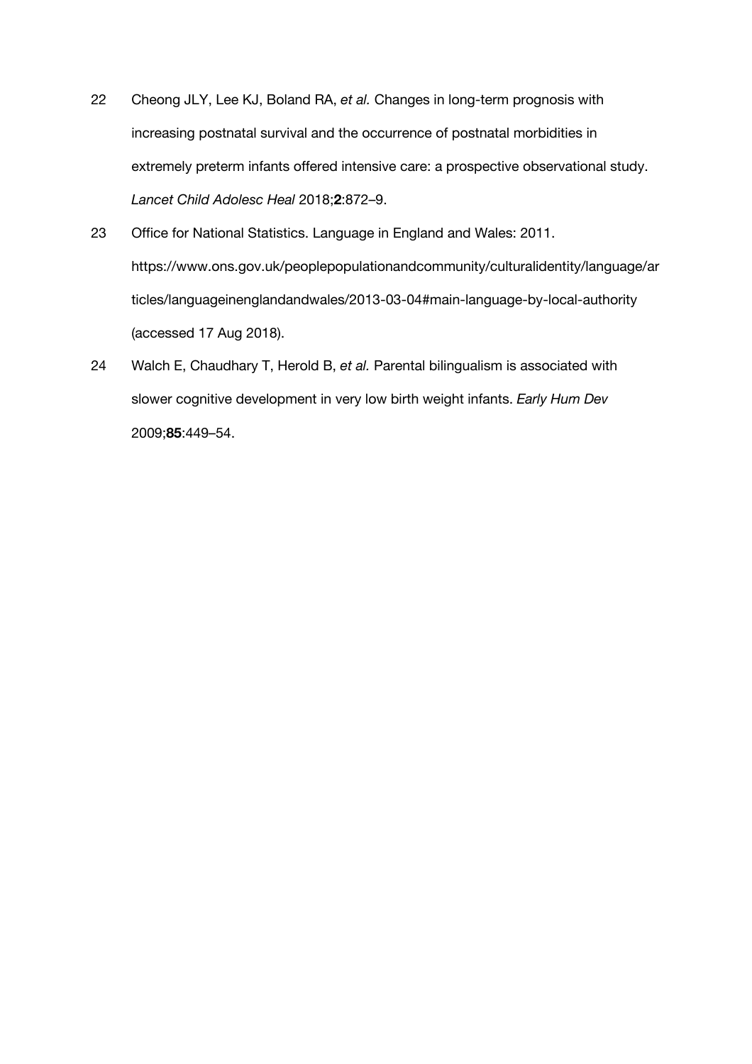22 Cheong JLY, Lee KJ, Boland RA, *et al.* Changes in long-term prognosis with increasing postnatal survival and the occurrence of postnatal morbidities in extremely preterm infants offered intensive care: a prospective observational study. *Lancet Child Adolesc Heal* 2018;**2**:872–9.

23 Office for National Statistics. Language in England and Wales: 2011. https://www.ons.gov.uk/peoplepopulationandcommunity/culturalidentity/language/articles/languageinenglandandwales/2013-03-04#main-language-by-local-authority (accessed 17 Aug 2018).

24 Walch E, Chaudhary T, Herold B, *et al.* Parental bilingualism is associated with slower cognitive development in very low birth weight infants. *Early Hum Dev* 2009;**85**:449–54.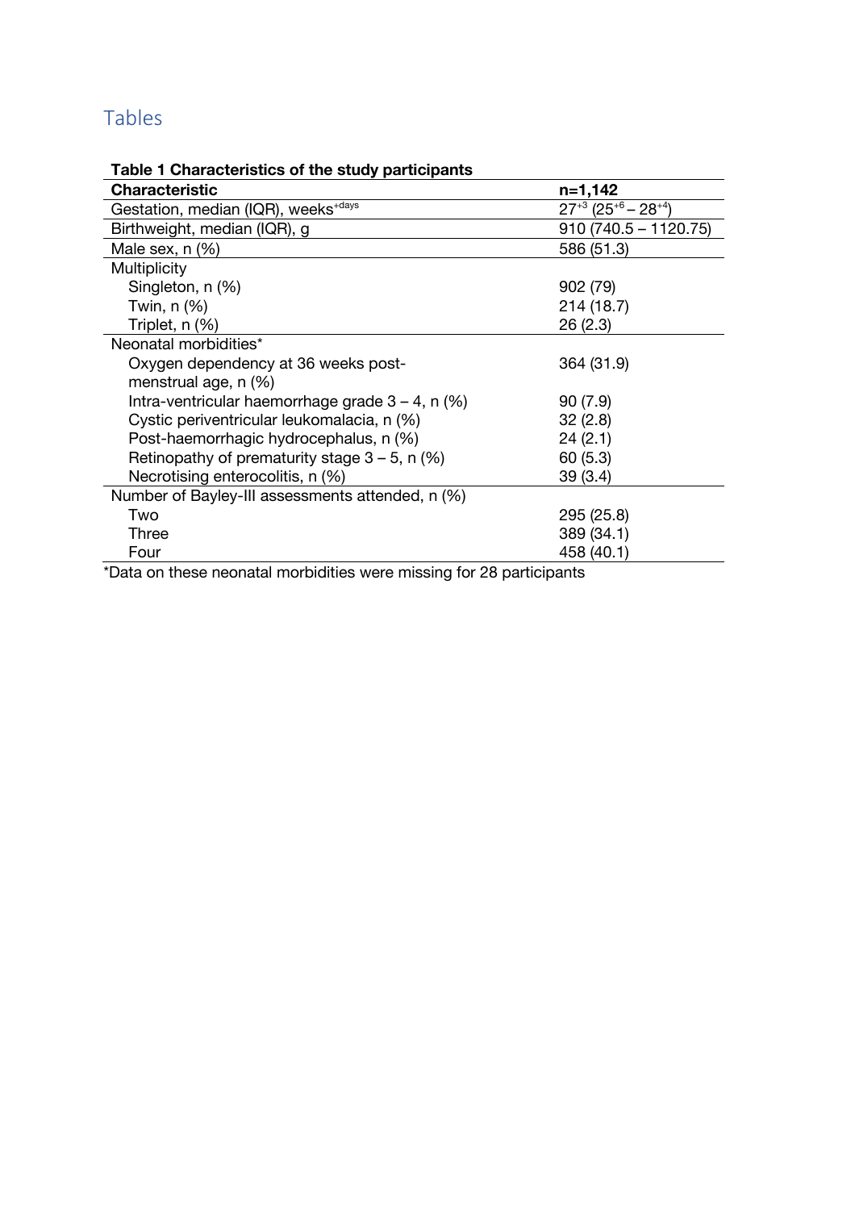## Tables

**Table 1 Characteristics of the study participants**

| Characteristic | n=1,142 |
|---|---|
| Gestation, median (IQR), weeks$^{+days}$ | $27^{+3}$ ($25^{+6}$ – $28^{+4}$) |
| Birthweight, median (IQR), g | 910 (740.5 – 1120.75) |
| Male sex, n (%) | 586 (51.3) |
| Multiplicity | |
| Singleton, n (%) | 902 (79) |
| Twin, n (%) | 214 (18.7) |
| Triplet, n (%) | 26 (2.3) |
| Neonatal morbidities* | |
| Oxygen dependency at 36 weeks post-menstrual age, n (%) | 364 (31.9) |
| Intra-ventricular haemorrhage grade 3 – 4, n (%) | 90 (7.9) |
| Cystic periventricular leukomalacia, n (%) | 32 (2.8) |
| Post-haemorrhagic hydrocephalus, n (%) | 24 (2.1) |
| Retinopathy of prematurity stage 3 – 5, n (%) | 60 (5.3) |
| Necrotising enterocolitis, n (%) | 39 (3.4) |
| Number of Bayley-III assessments attended, n (%) | |
| Two | 295 (25.8) |
| Three | 389 (34.1) |
| Four | 458 (40.1) |

*Data on these neonatal morbidities were missing for 28 participants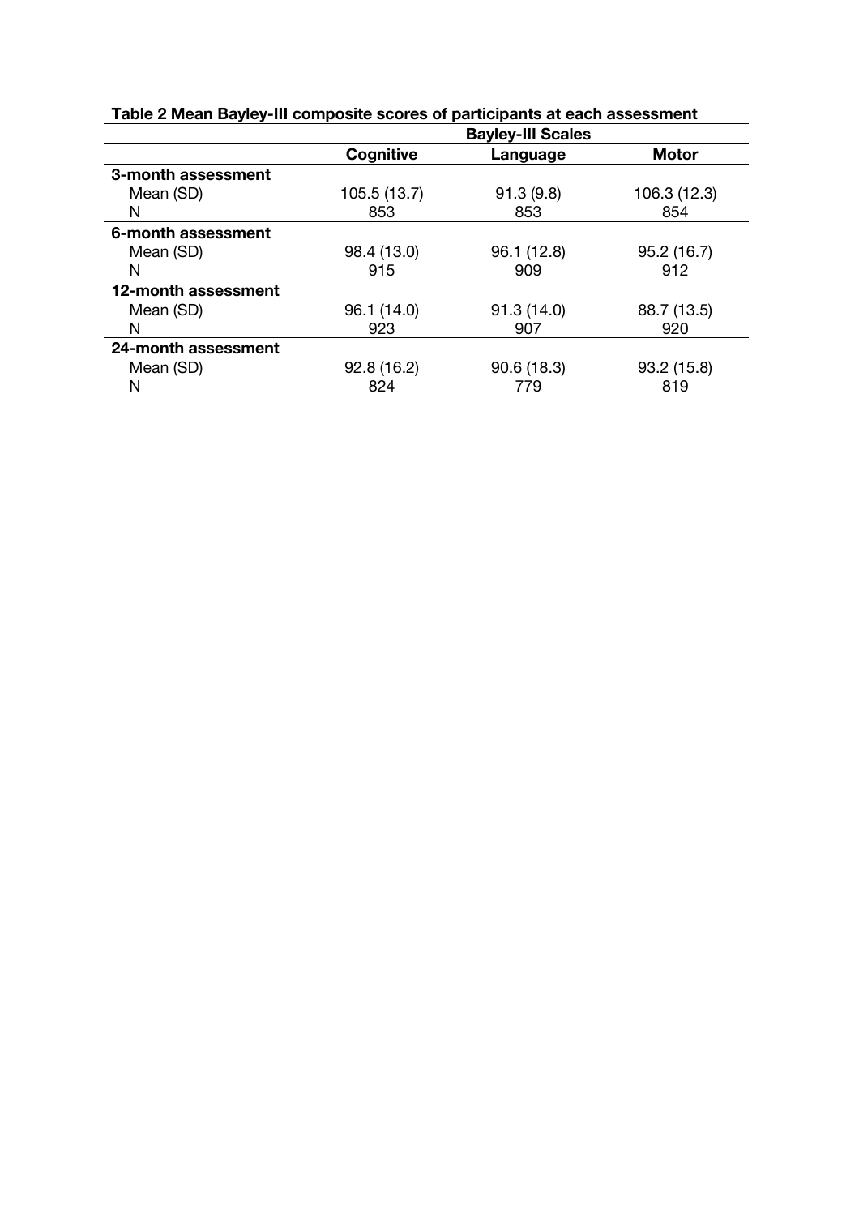**Table 2 Mean Bayley-III composite scores of participants at each assessment**

| | Bayley-III Scales | | |
|---|---|---|---|
| | **Cognitive** | **Language** | **Motor** |
| **3-month assessment** | | | |
| Mean (SD) | 105.5 (13.7) | 91.3 (9.8) | 106.3 (12.3) |
| N | 853 | 853 | 854 |
| **6-month assessment** | | | |
| Mean (SD) | 98.4 (13.0) | 96.1 (12.8) | 95.2 (16.7) |
| N | 915 | 909 | 912 |
| **12-month assessment** | | | |
| Mean (SD) | 96.1 (14.0) | 91.3 (14.0) | 88.7 (13.5) |
| N | 923 | 907 | 920 |
| **24-month assessment** | | | |
| Mean (SD) | 92.8 (16.2) | 90.6 (18.3) | 93.2 (15.8) |
| N | 824 | 779 | 819 |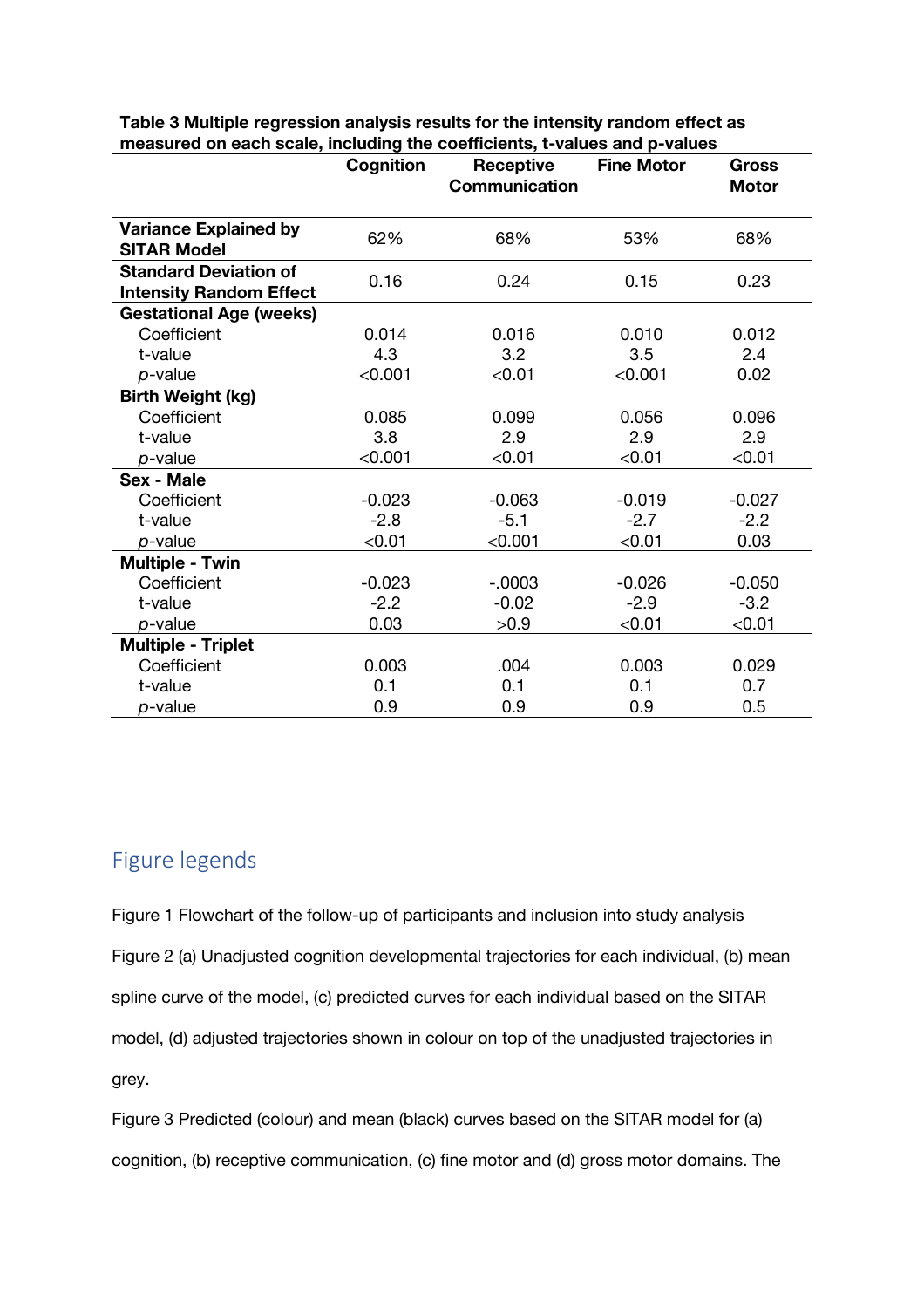**Table 3 Multiple regression analysis results for the intensity random effect as measured on each scale, including the coefficients, t-values and p-values**

| | Cognition | Receptive Communication | Fine Motor | Gross Motor |
|---|---|---|---|---|
| **Variance Explained by SITAR Model** | 62% | 68% | 53% | 68% |
| **Standard Deviation of Intensity Random Effect** | 0.16 | 0.24 | 0.15 | 0.23 |
| **Gestational Age (weeks)** | | | | |
| Coefficient | 0.014 | 0.016 | 0.010 | 0.012 |
| t-value | 4.3 | 3.2 | 3.5 | 2.4 |
| *p*-value | <0.001 | <0.01 | <0.001 | 0.02 |
| **Birth Weight (kg)** | | | | |
| Coefficient | 0.085 | 0.099 | 0.056 | 0.096 |
| t-value | 3.8 | 2.9 | 2.9 | 2.9 |
| *p*-value | <0.001 | <0.01 | <0.01 | <0.01 |
| **Sex - Male** | | | | |
| Coefficient | -0.023 | -0.063 | -0.019 | -0.027 |
| t-value | -2.8 | -5.1 | -2.7 | -2.2 |
| *p*-value | <0.01 | <0.001 | <0.01 | 0.03 |
| **Multiple - Twin** | | | | |
| Coefficient | -0.023 | -.0003 | -0.026 | -0.050 |
| t-value | -2.2 | -0.02 | -2.9 | -3.2 |
| *p*-value | 0.03 | >0.9 | <0.01 | <0.01 |
| **Multiple - Triplet** | | | | |
| Coefficient | 0.003 | .004 | 0.003 | 0.029 |
| t-value | 0.1 | 0.1 | 0.1 | 0.7 |
| *p*-value | 0.9 | 0.9 | 0.9 | 0.5 |

## Figure legends

Figure 1 Flowchart of the follow-up of participants and inclusion into study analysis

Figure 2 (a) Unadjusted cognition developmental trajectories for each individual, (b) mean spline curve of the model, (c) predicted curves for each individual based on the SITAR model, (d) adjusted trajectories shown in colour on top of the unadjusted trajectories in grey.

Figure 3 Predicted (colour) and mean (black) curves based on the SITAR model for (a) cognition, (b) receptive communication, (c) fine motor and (d) gross motor domains. The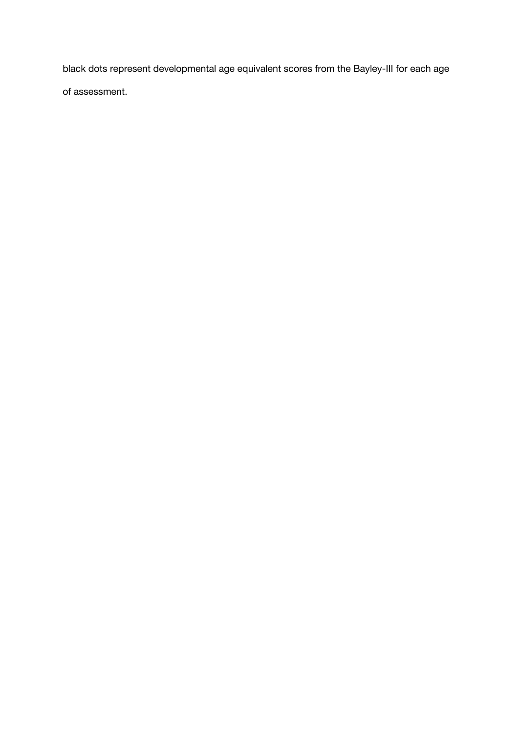black dots represent developmental age equivalent scores from the Bayley-III for each age of assessment.